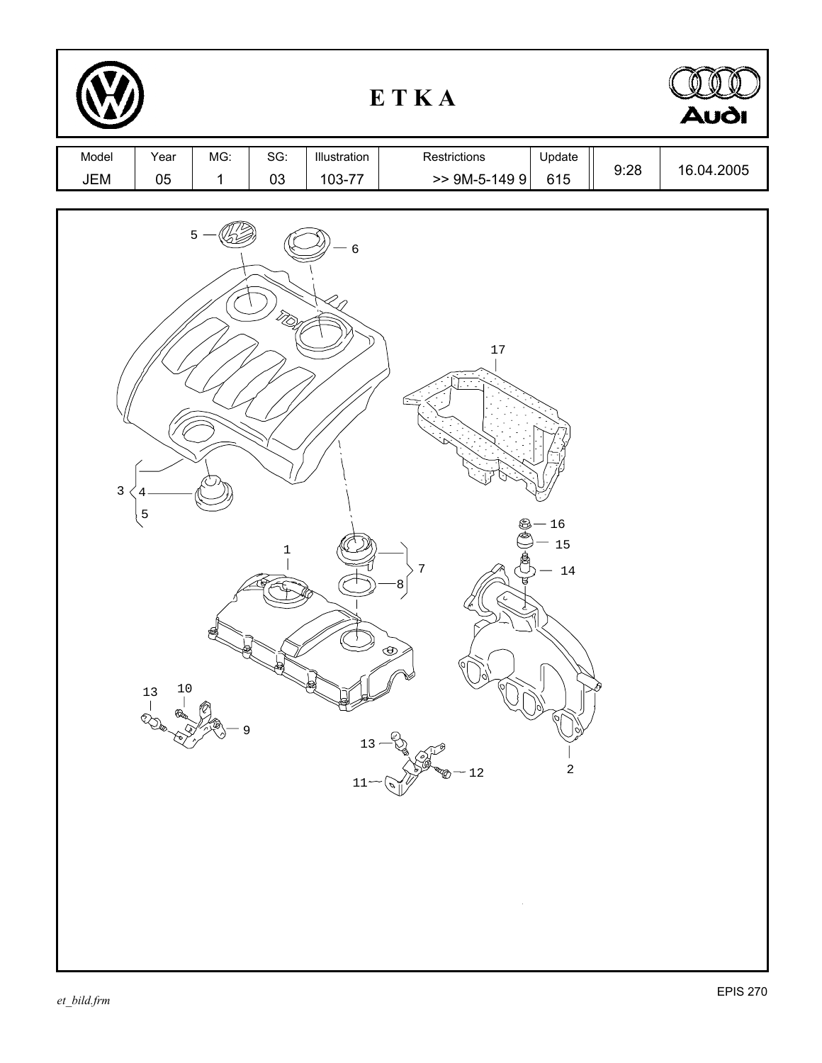# E T K A

| Model | Year | MG: | SG: | Illustration | Restrictions | Update | | |
|---|---|---|---|---|---|---|---|---|
| JEM | 05 | 1 | 03 | 103-77 | >> 9M-5-149 9 | 615 | 9:28 | 16.04.2005 |

5, 6, 17, 3, 4, 5, 1, 7, 8, 16, 15, 14, 13, 10, 9, 13, 11, 12, 2

*et_bild.frm*

EPIS 270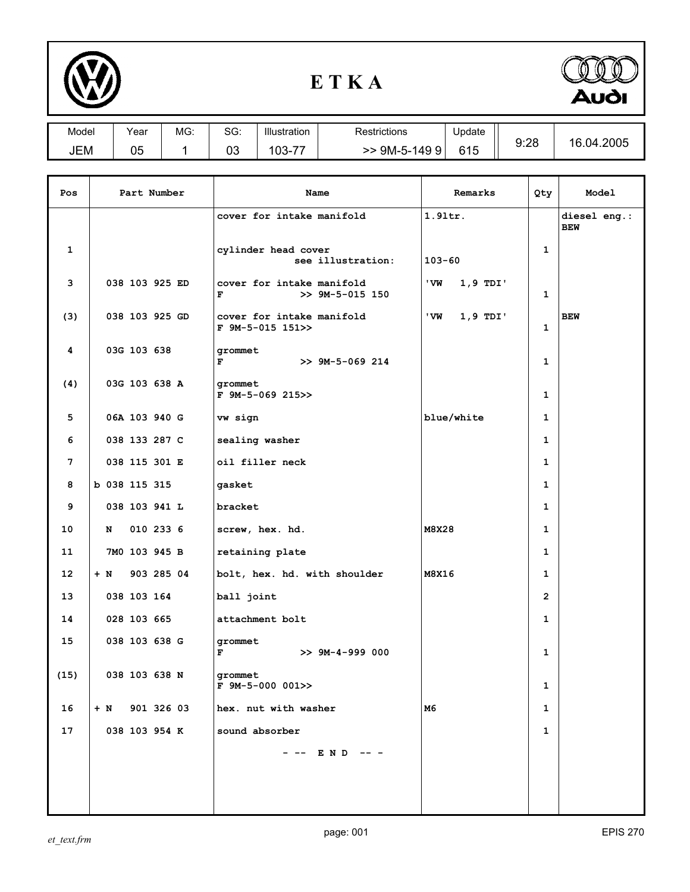# E T K A

| Model | Year | MG: | SG: | Illustration | Restrictions | Update | 9:28 | 16.04.2005 |
|---|---|---|---|---|---|---|---|---|
| JEM | 05 | 1 | 03 | 103-77 | >> 9M-5-149 9 | 615 | | |

| Pos | Part Number | Name | Remarks | Qty | Model |
|---|---|---|---|---|---|
| | | cover for intake manifold | 1.9ltr. | | diesel eng.: BEW |
| 1 | | cylinder head cover see illustration: | 103-60 | 1 | |
| 3 | 038 103 925 ED | cover for intake manifold F >> 9M-5-015 150 | 'VW 1,9 TDI' | 1 | |
| (3) | 038 103 925 GD | cover for intake manifold F 9M-5-015 151>> | 'VW 1,9 TDI' | 1 | BEW |
| 4 | 03G 103 638 | grommet F >> 9M-5-069 214 | | 1 | |
| (4) | 03G 103 638 A | grommet F 9M-5-069 215>> | | 1 | |
| 5 | 06A 103 940 G | vw sign | blue/white | 1 | |
| 6 | 038 133 287 C | sealing washer | | 1 | |
| 7 | 038 115 301 E | oil filler neck | | 1 | |
| 8 | b 038 115 315 | gasket | | 1 | |
| 9 | 038 103 941 L | bracket | | 1 | |
| 10 | N 010 233 6 | screw, hex. hd. | M8X28 | 1 | |
| 11 | 7M0 103 945 B | retaining plate | | 1 | |
| 12 | + N 903 285 04 | bolt, hex. hd. with shoulder | M8X16 | 1 | |
| 13 | 038 103 164 | ball joint | | 2 | |
| 14 | 028 103 665 | attachment bolt | | 1 | |
| 15 | 038 103 638 G | grommet F >> 9M-4-999 000 | | 1 | |
| (15) | 038 103 638 N | grommet F 9M-5-000 001>> | | 1 | |
| 16 | + N 901 326 03 | hex. nut with washer | M6 | 1 | |
| 17 | 038 103 954 K | sound absorber | | 1 | |
| | | - -- E N D -- - | | | |

et_text.frm

EPIS 270